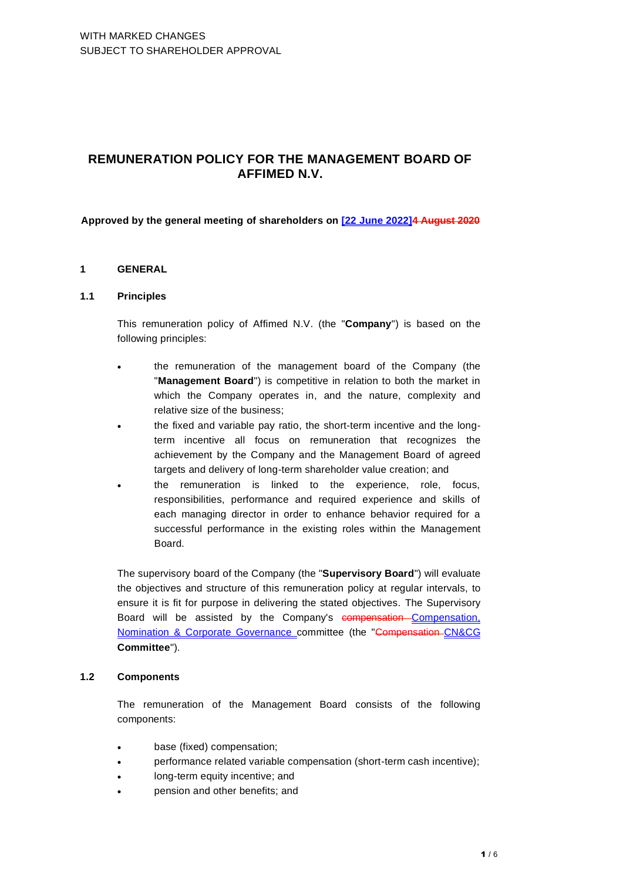WITH MARKED CHANGES
SUBJECT TO SHAREHOLDER APPROVAL

# REMUNERATION POLICY FOR THE MANAGEMENT BOARD OF AFFIMED N.V.

**Approved by the general meeting of shareholders on [22 June 2022]~~4 August 2020~~**

## 1 GENERAL

### 1.1 Principles

This remuneration policy of Affimed N.V. (the "**Company**") is based on the following principles:

- the remuneration of the management board of the Company (the "**Management Board**") is competitive in relation to both the market in which the Company operates in, and the nature, complexity and relative size of the business;
- the fixed and variable pay ratio, the short-term incentive and the long-term incentive all focus on remuneration that recognizes the achievement by the Company and the Management Board of agreed targets and delivery of long-term shareholder value creation; and
- the remuneration is linked to the experience, role, focus, responsibilities, performance and required experience and skills of each managing director in order to enhance behavior required for a successful performance in the existing roles within the Management Board.

The supervisory board of the Company (the "**Supervisory Board**") will evaluate the objectives and structure of this remuneration policy at regular intervals, to ensure it is fit for purpose in delivering the stated objectives. The Supervisory Board will be assisted by the Company's ~~compensation~~ Compensation, Nomination & Corporate Governance committee (the "~~Compensation~~ CN&CG **Committee**").

### 1.2 Components

The remuneration of the Management Board consists of the following components:

- base (fixed) compensation;
- performance related variable compensation (short-term cash incentive);
- long-term equity incentive; and
- pension and other benefits; and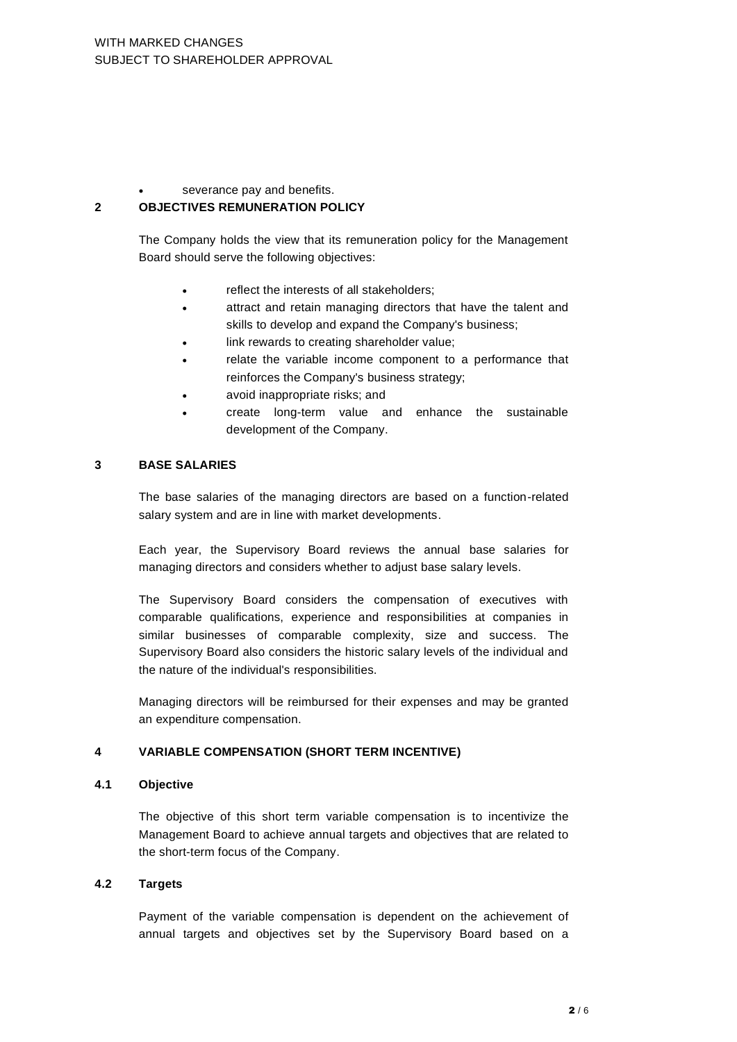WITH MARKED CHANGES
SUBJECT TO SHAREHOLDER APPROVAL

- severance pay and benefits.

## 2 OBJECTIVES REMUNERATION POLICY

The Company holds the view that its remuneration policy for the Management Board should serve the following objectives:

- reflect the interests of all stakeholders;
- attract and retain managing directors that have the talent and skills to develop and expand the Company's business;
- link rewards to creating shareholder value;
- relate the variable income component to a performance that reinforces the Company's business strategy;
- avoid inappropriate risks; and
- create long-term value and enhance the sustainable development of the Company.

## 3 BASE SALARIES

The base salaries of the managing directors are based on a function-related salary system and are in line with market developments.

Each year, the Supervisory Board reviews the annual base salaries for managing directors and considers whether to adjust base salary levels.

The Supervisory Board considers the compensation of executives with comparable qualifications, experience and responsibilities at companies in similar businesses of comparable complexity, size and success. The Supervisory Board also considers the historic salary levels of the individual and the nature of the individual's responsibilities.

Managing directors will be reimbursed for their expenses and may be granted an expenditure compensation.

## 4 VARIABLE COMPENSATION (SHORT TERM INCENTIVE)

### 4.1 Objective

The objective of this short term variable compensation is to incentivize the Management Board to achieve annual targets and objectives that are related to the short-term focus of the Company.

### 4.2 Targets

Payment of the variable compensation is dependent on the achievement of annual targets and objectives set by the Supervisory Board based on a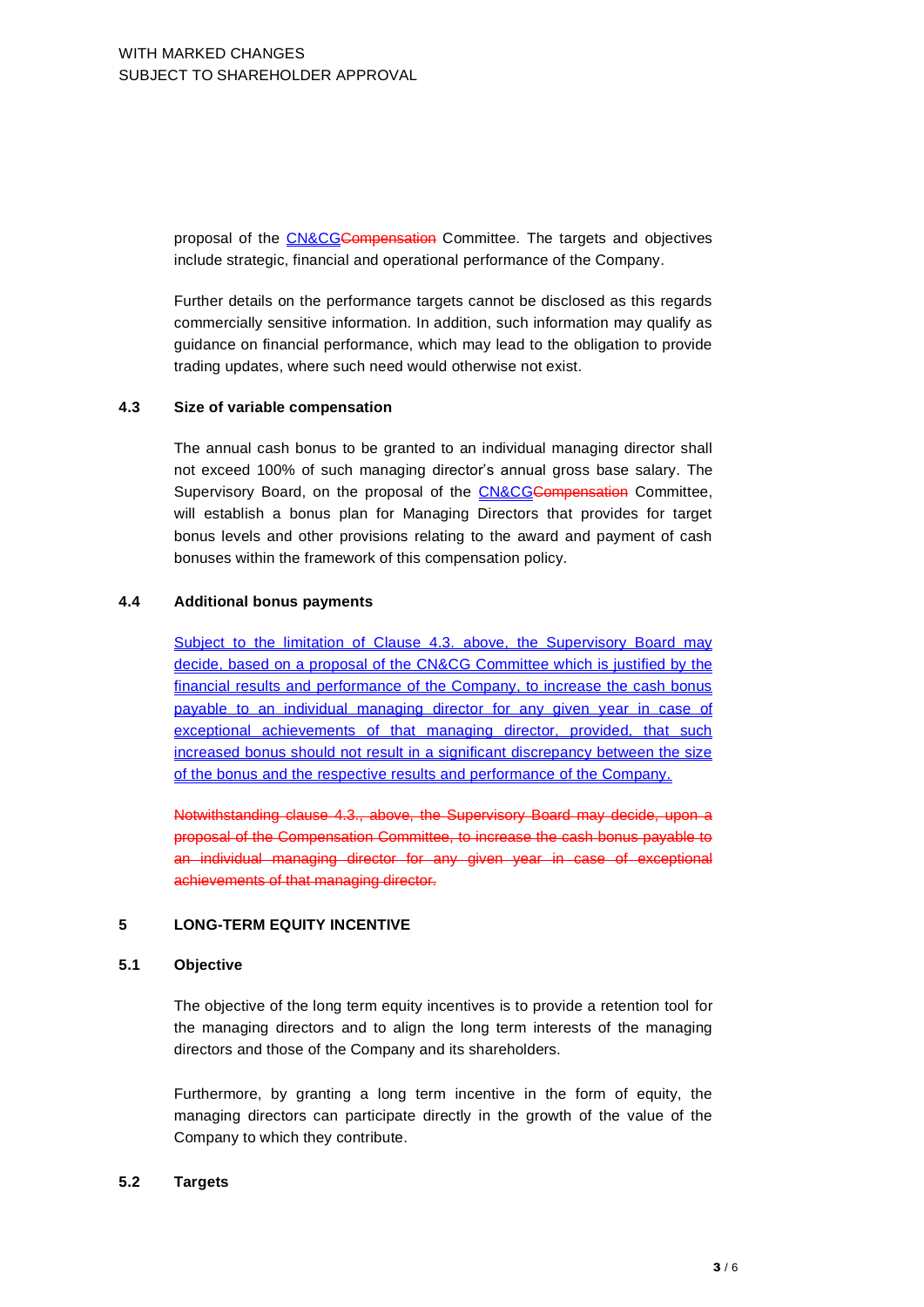proposal of the CN&CG~~Compensation~~ Committee. The targets and objectives include strategic, financial and operational performance of the Company.

Further details on the performance targets cannot be disclosed as this regards commercially sensitive information. In addition, such information may qualify as guidance on financial performance, which may lead to the obligation to provide trading updates, where such need would otherwise not exist.

### 4.3 Size of variable compensation

The annual cash bonus to be granted to an individual managing director shall not exceed 100% of such managing director's annual gross base salary. The Supervisory Board, on the proposal of the CN&CG~~Compensation~~ Committee, will establish a bonus plan for Managing Directors that provides for target bonus levels and other provisions relating to the award and payment of cash bonuses within the framework of this compensation policy.

### 4.4 Additional bonus payments

Subject to the limitation of Clause 4.3. above, the Supervisory Board may decide, based on a proposal of the CN&CG Committee which is justified by the financial results and performance of the Company, to increase the cash bonus payable to an individual managing director for any given year in case of exceptional achievements of that managing director, provided, that such increased bonus should not result in a significant discrepancy between the size of the bonus and the respective results and performance of the Company.

~~Notwithstanding clause 4.3., above, the Supervisory Board may decide, upon a proposal of the Compensation Committee, to increase the cash bonus payable to an individual managing director for any given year in case of exceptional achievements of that managing director.~~

## 5 LONG-TERM EQUITY INCENTIVE

### 5.1 Objective

The objective of the long term equity incentives is to provide a retention tool for the managing directors and to align the long term interests of the managing directors and those of the Company and its shareholders.

Furthermore, by granting a long term incentive in the form of equity, the managing directors can participate directly in the growth of the value of the Company to which they contribute.

### 5.2 Targets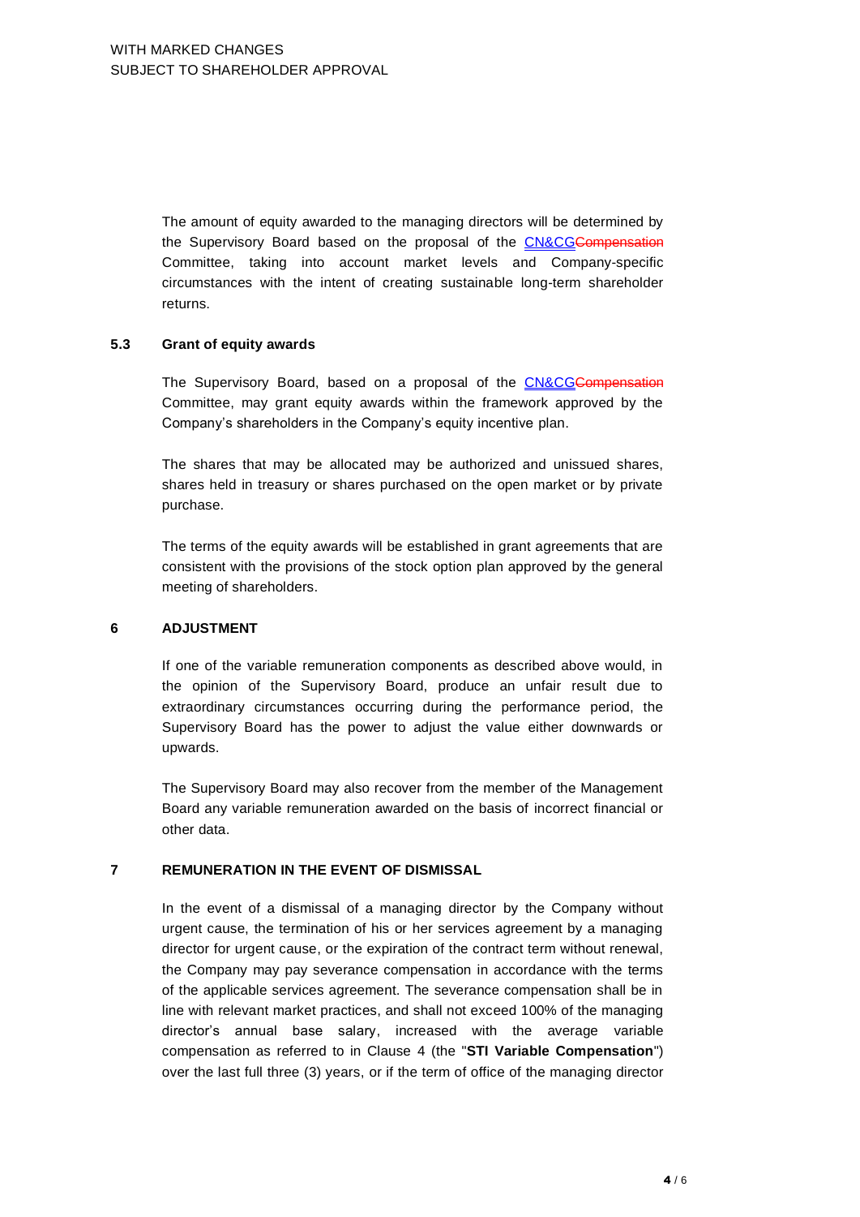The amount of equity awarded to the managing directors will be determined by the Supervisory Board based on the proposal of the CN&CG~~Compensation~~ Committee, taking into account market levels and Company-specific circumstances with the intent of creating sustainable long-term shareholder returns.

### 5.3 Grant of equity awards

The Supervisory Board, based on a proposal of the CN&CG~~Compensation~~ Committee, may grant equity awards within the framework approved by the Company's shareholders in the Company's equity incentive plan.

The shares that may be allocated may be authorized and unissued shares, shares held in treasury or shares purchased on the open market or by private purchase.

The terms of the equity awards will be established in grant agreements that are consistent with the provisions of the stock option plan approved by the general meeting of shareholders.

## 6 ADJUSTMENT

If one of the variable remuneration components as described above would, in the opinion of the Supervisory Board, produce an unfair result due to extraordinary circumstances occurring during the performance period, the Supervisory Board has the power to adjust the value either downwards or upwards.

The Supervisory Board may also recover from the member of the Management Board any variable remuneration awarded on the basis of incorrect financial or other data.

## 7 REMUNERATION IN THE EVENT OF DISMISSAL

In the event of a dismissal of a managing director by the Company without urgent cause, the termination of his or her services agreement by a managing director for urgent cause, or the expiration of the contract term without renewal, the Company may pay severance compensation in accordance with the terms of the applicable services agreement. The severance compensation shall be in line with relevant market practices, and shall not exceed 100% of the managing director's annual base salary, increased with the average variable compensation as referred to in Clause 4 (the "**STI Variable Compensation**") over the last full three (3) years, or if the term of office of the managing director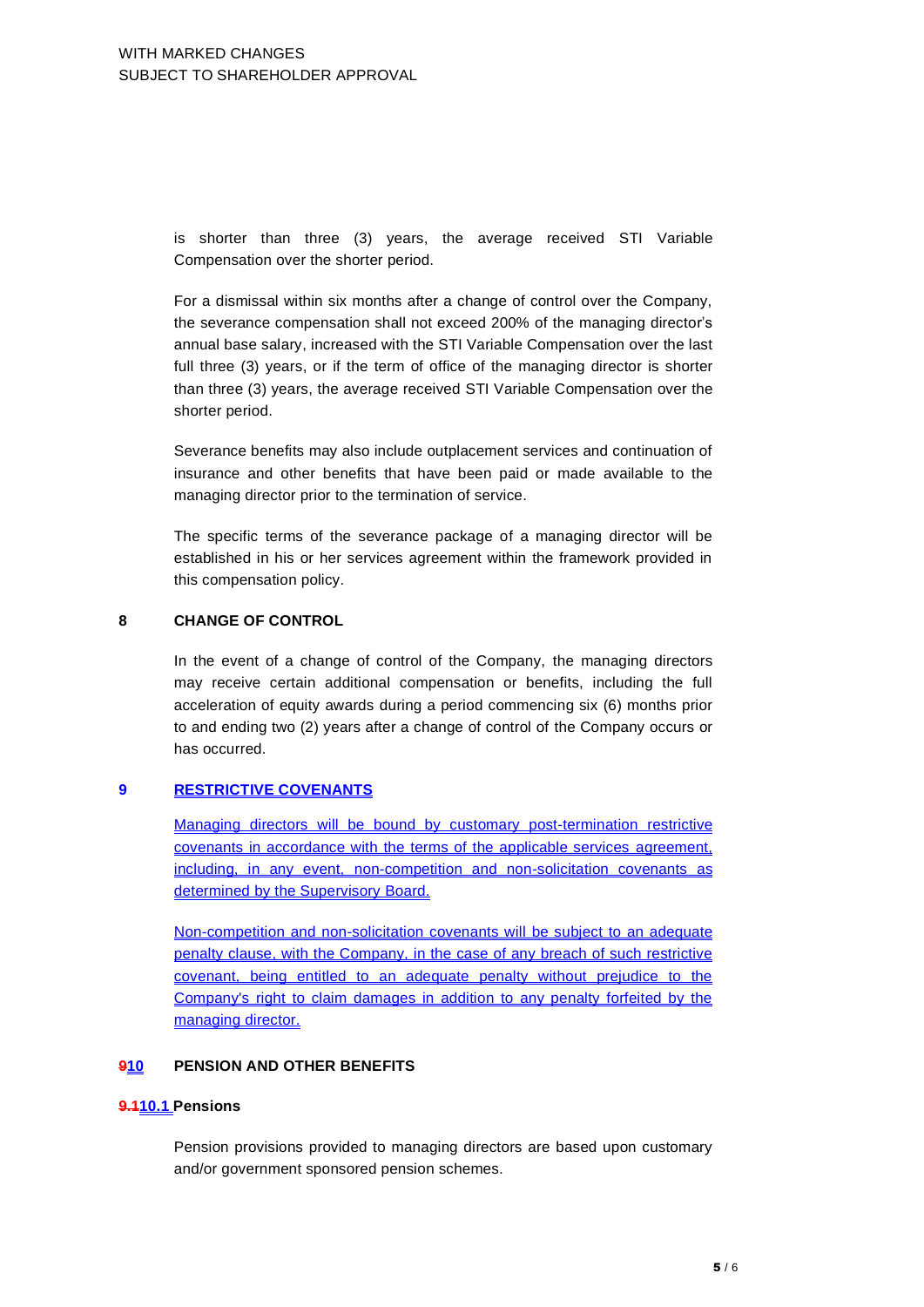is shorter than three (3) years, the average received STI Variable Compensation over the shorter period.

For a dismissal within six months after a change of control over the Company, the severance compensation shall not exceed 200% of the managing director's annual base salary, increased with the STI Variable Compensation over the last full three (3) years, or if the term of office of the managing director is shorter than three (3) years, the average received STI Variable Compensation over the shorter period.

Severance benefits may also include outplacement services and continuation of insurance and other benefits that have been paid or made available to the managing director prior to the termination of service.

The specific terms of the severance package of a managing director will be established in his or her services agreement within the framework provided in this compensation policy.

## 8 CHANGE OF CONTROL

In the event of a change of control of the Company, the managing directors may receive certain additional compensation or benefits, including the full acceleration of equity awards during a period commencing six (6) months prior to and ending two (2) years after a change of control of the Company occurs or has occurred.

## 9 RESTRICTIVE COVENANTS

Managing directors will be bound by customary post-termination restrictive covenants in accordance with the terms of the applicable services agreement, including, in any event, non-competition and non-solicitation covenants as determined by the Supervisory Board.

Non-competition and non-solicitation covenants will be subject to an adequate penalty clause, with the Company, in the case of any breach of such restrictive covenant, being entitled to an adequate penalty without prejudice to the Company's right to claim damages in addition to any penalty forfeited by the managing director.

## ~~9~~10 PENSION AND OTHER BENEFITS

### ~~9.1~~10.1 Pensions

Pension provisions provided to managing directors are based upon customary and/or government sponsored pension schemes.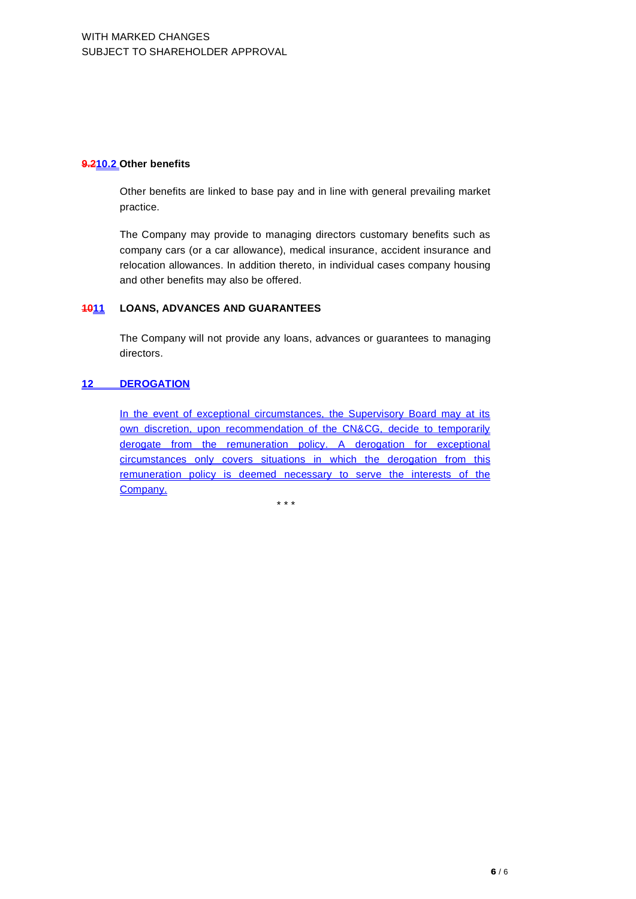WITH MARKED CHANGES
SUBJECT TO SHAREHOLDER APPROVAL

### ~~9.2~~10.2 Other benefits

Other benefits are linked to base pay and in line with general prevailing market practice.

The Company may provide to managing directors customary benefits such as company cars (or a car allowance), medical insurance, accident insurance and relocation allowances. In addition thereto, in individual cases company housing and other benefits may also be offered.

## ~~10~~11 LOANS, ADVANCES AND GUARANTEES

The Company will not provide any loans, advances or guarantees to managing directors.

## 12 DEROGATION

In the event of exceptional circumstances, the Supervisory Board may at its own discretion, upon recommendation of the CN&CG, decide to temporarily derogate from the remuneration policy. A derogation for exceptional circumstances only covers situations in which the derogation from this remuneration policy is deemed necessary to serve the interests of the Company.

\* \* \*